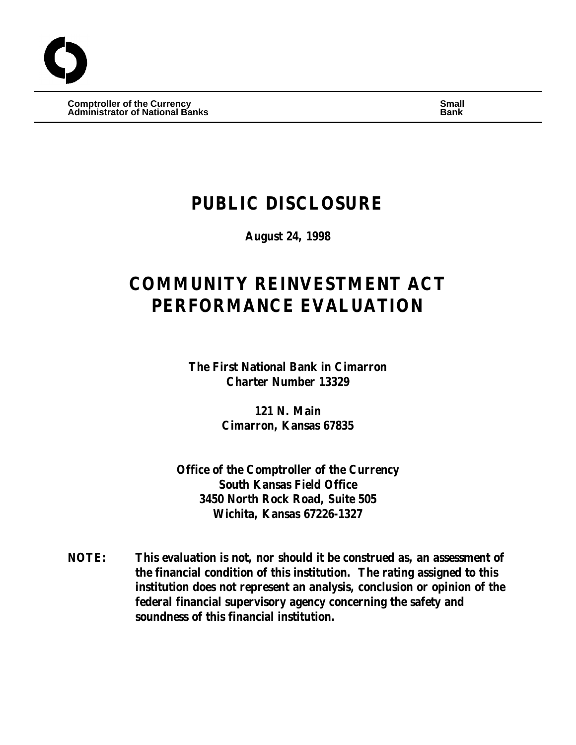**Comptroller of the Currency**
**Administrator of National Banks**

**Small Bank**

# PUBLIC DISCLOSURE

**August 24, 1998**

# COMMUNITY REINVESTMENT ACT PERFORMANCE EVALUATION

**The First National Bank in Cimarron**
**Charter Number 13329**

**121 N. Main**
**Cimarron, Kansas 67835**

**Office of the Comptroller of the Currency**
**South Kansas Field Office**
**3450 North Rock Road, Suite 505**
**Wichita, Kansas 67226-1327**

**NOTE:** **This evaluation is not, nor should it be construed as, an assessment of the financial condition of this institution. The rating assigned to this institution does not represent an analysis, conclusion or opinion of the federal financial supervisory agency concerning the safety and soundness of this financial institution.**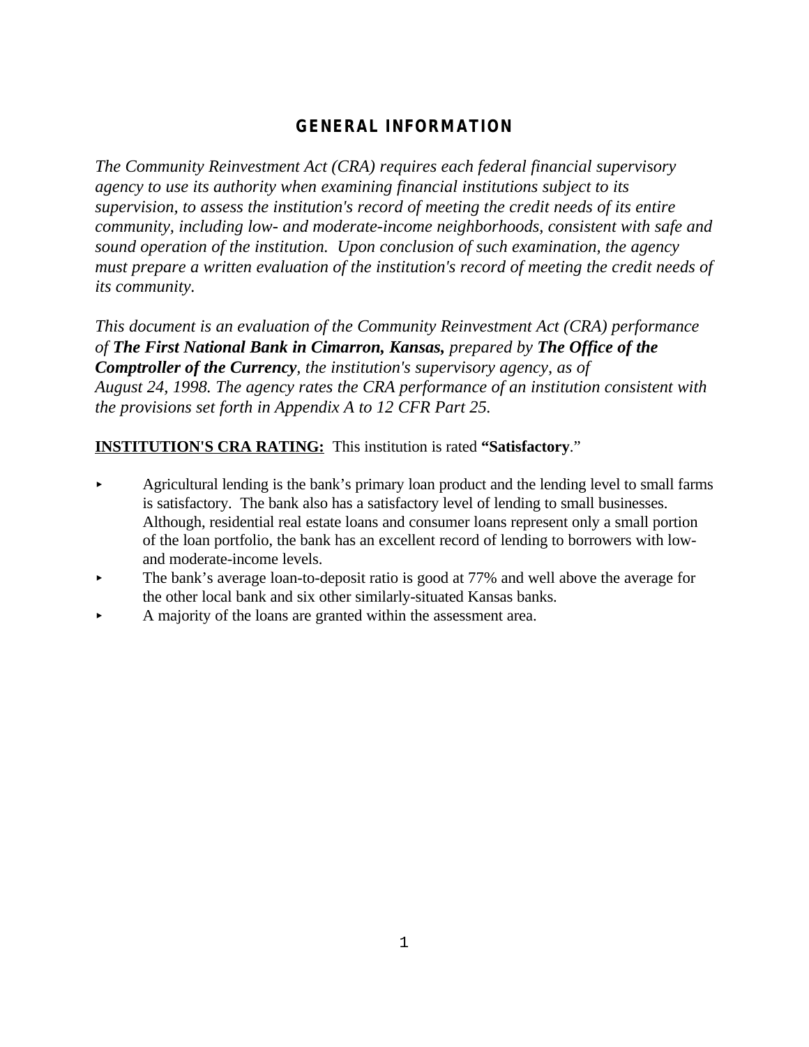## GENERAL INFORMATION

*The Community Reinvestment Act (CRA) requires each federal financial supervisory agency to use its authority when examining financial institutions subject to its supervision, to assess the institution's record of meeting the credit needs of its entire community, including low- and moderate-income neighborhoods, consistent with safe and sound operation of the institution. Upon conclusion of such examination, the agency must prepare a written evaluation of the institution's record of meeting the credit needs of its community.*

*This document is an evaluation of the Community Reinvestment Act (CRA) performance of* ***The First National Bank in Cimarron, Kansas,*** *prepared by* ***The Office of the Comptroller of the Currency****, the institution's supervisory agency, as of August 24, 1998. The agency rates the CRA performance of an institution consistent with the provisions set forth in Appendix A to 12 CFR Part 25.*

**INSTITUTION'S CRA RATING:** This institution is rated **"Satisfactory**."

- Agricultural lending is the bank's primary loan product and the lending level to small farms is satisfactory. The bank also has a satisfactory level of lending to small businesses. Although, residential real estate loans and consumer loans represent only a small portion of the loan portfolio, the bank has an excellent record of lending to borrowers with low- and moderate-income levels.
- The bank's average loan-to-deposit ratio is good at 77% and well above the average for the other local bank and six other similarly-situated Kansas banks.
- A majority of the loans are granted within the assessment area.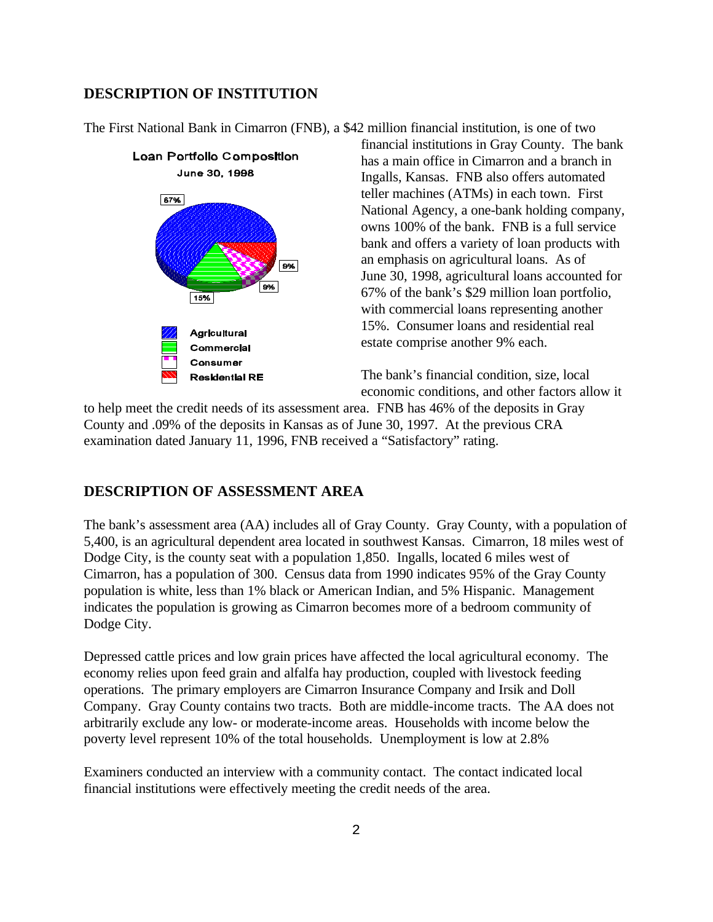## DESCRIPTION OF INSTITUTION

The First National Bank in Cimarron (FNB), a $42 million financial institution, is one of two financial institutions in Gray County. The bank has a main office in Cimarron and a branch in Ingalls, Kansas. FNB also offers automated teller machines (ATMs) in each town. First National Agency, a one-bank holding company, owns 100% of the bank. FNB is a full service bank and offers a variety of loan products with an emphasis on agricultural loans. As of June 30, 1998, agricultural loans accounted for 67% of the bank's $29 million loan portfolio, with commercial loans representing another 15%. Consumer loans and residential real estate comprise another 9% each.

**Loan Portfolio Composition**
**June 30, 1998**

| Category | Percentage |
|---|---|
| Agricultural | 67% |
| Commercial | 15% |
| Consumer | 9% |
| Residential RE | 9% |

The bank's financial condition, size, local economic conditions, and other factors allow it to help meet the credit needs of its assessment area. FNB has 46% of the deposits in Gray County and .09% of the deposits in Kansas as of June 30, 1997. At the previous CRA examination dated January 11, 1996, FNB received a "Satisfactory" rating.

## DESCRIPTION OF ASSESSMENT AREA

The bank's assessment area (AA) includes all of Gray County. Gray County, with a population of 5,400, is an agricultural dependent area located in southwest Kansas. Cimarron, 18 miles west of Dodge City, is the county seat with a population 1,850. Ingalls, located 6 miles west of Cimarron, has a population of 300. Census data from 1990 indicates 95% of the Gray County population is white, less than 1% black or American Indian, and 5% Hispanic. Management indicates the population is growing as Cimarron becomes more of a bedroom community of Dodge City.

Depressed cattle prices and low grain prices have affected the local agricultural economy. The economy relies upon feed grain and alfalfa hay production, coupled with livestock feeding operations. The primary employers are Cimarron Insurance Company and Irsik and Doll Company. Gray County contains two tracts. Both are middle-income tracts. The AA does not arbitrarily exclude any low- or moderate-income areas. Households with income below the poverty level represent 10% of the total households. Unemployment is low at 2.8%

Examiners conducted an interview with a community contact. The contact indicated local financial institutions were effectively meeting the credit needs of the area.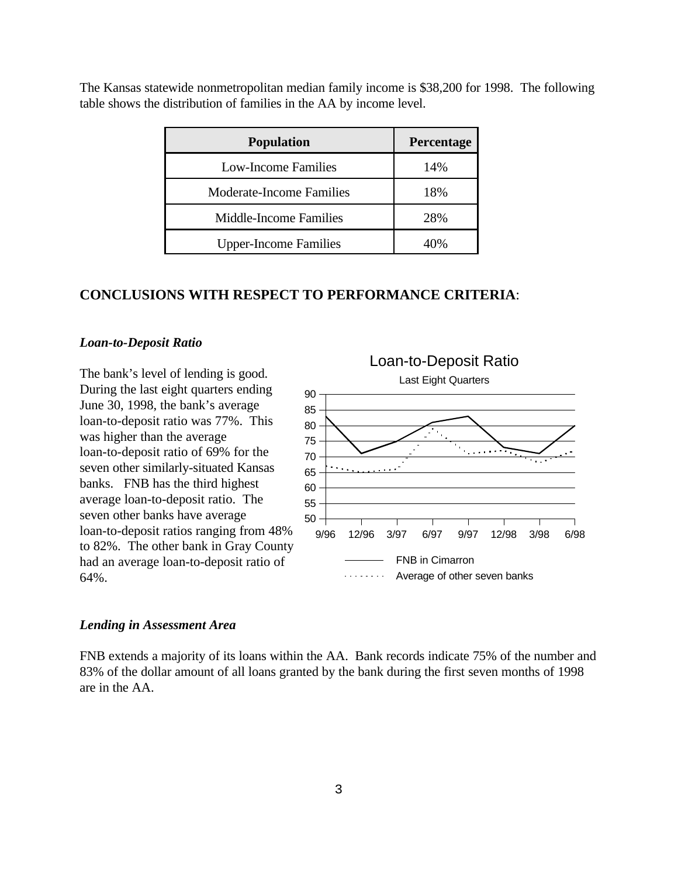The Kansas statewide nonmetropolitan median family income is $38,200 for 1998. The following table shows the distribution of families in the AA by income level.

| Population | Percentage |
|---|---|
| Low-Income Families | 14% |
| Moderate-Income Families | 18% |
| Middle-Income Families | 28% |
| Upper-Income Families | 40% |

## CONCLUSIONS WITH RESPECT TO PERFORMANCE CRITERIA:

### *Loan-to-Deposit Ratio*

The bank's level of lending is good. During the last eight quarters ending June 30, 1998, the bank's average loan-to-deposit ratio was 77%. This was higher than the average loan-to-deposit ratio of 69% for the seven other similarly-situated Kansas banks. FNB has the third highest average loan-to-deposit ratio. The seven other banks have average loan-to-deposit ratios ranging from 48% to 82%. The other bank in Gray County had an average loan-to-deposit ratio of 64%.

Loan-to-Deposit Ratio

Last Eight Quarters

FNB in Cimarron

Average of other seven banks

### *Lending in Assessment Area*

FNB extends a majority of its loans within the AA. Bank records indicate 75% of the number and 83% of the dollar amount of all loans granted by the bank during the first seven months of 1998 are in the AA.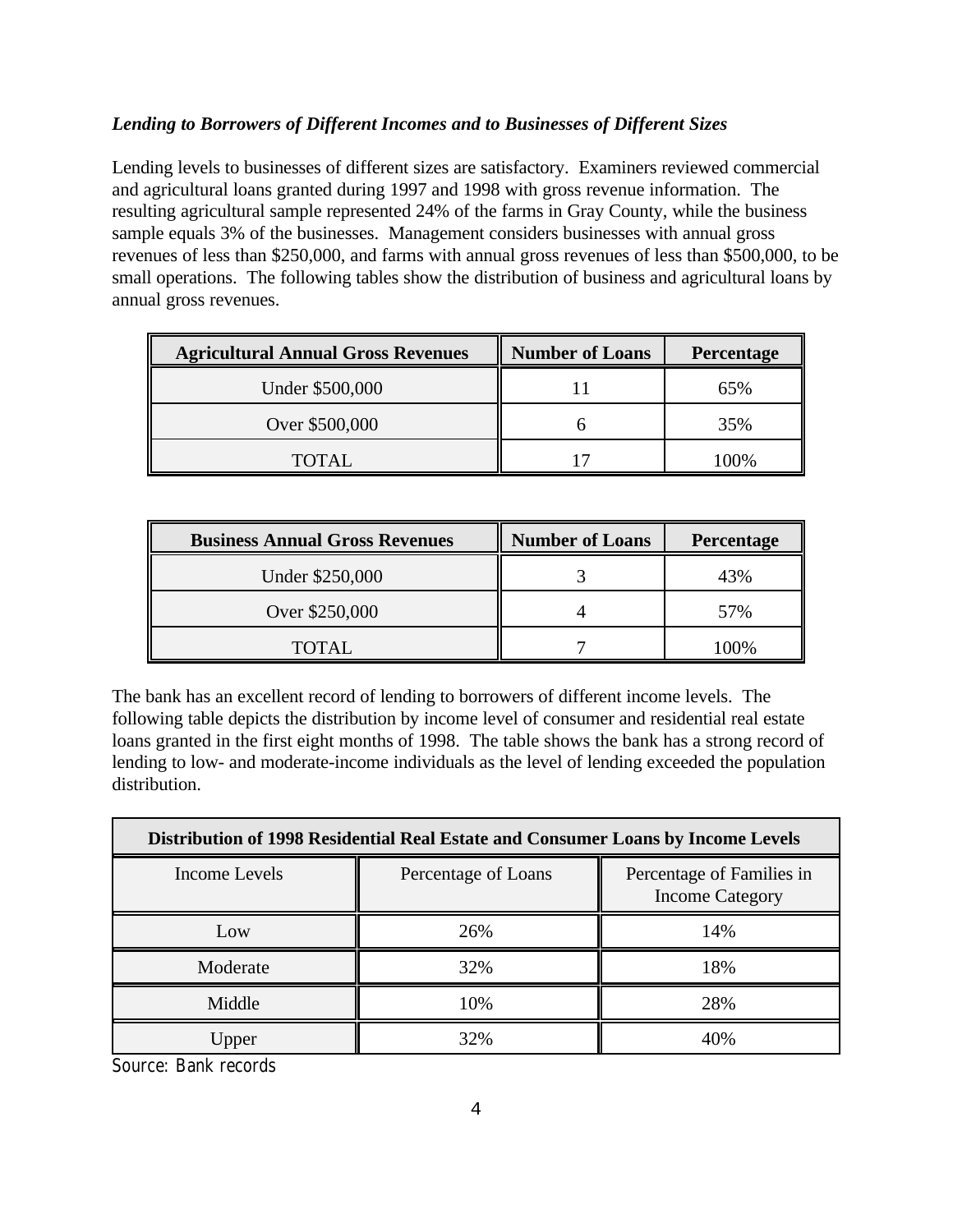***Lending to Borrowers of Different Incomes and to Businesses of Different Sizes***

Lending levels to businesses of different sizes are satisfactory. Examiners reviewed commercial and agricultural loans granted during 1997 and 1998 with gross revenue information. The resulting agricultural sample represented 24% of the farms in Gray County, while the business sample equals 3% of the businesses. Management considers businesses with annual gross revenues of less than $250,000, and farms with annual gross revenues of less than $500,000, to be small operations. The following tables show the distribution of business and agricultural loans by annual gross revenues.

| Agricultural Annual Gross Revenues | Number of Loans | Percentage |
|---|---|---|
| Under $500,000 | 11 | 65% |
| Over $500,000 | 6 | 35% |
| TOTAL | 17 | 100% |

| Business Annual Gross Revenues | Number of Loans | Percentage |
|---|---|---|
| Under $250,000 | 3 | 43% |
| Over $250,000 | 4 | 57% |
| TOTAL | 7 | 100% |

The bank has an excellent record of lending to borrowers of different income levels. The following table depicts the distribution by income level of consumer and residential real estate loans granted in the first eight months of 1998. The table shows the bank has a strong record of lending to low- and moderate-income individuals as the level of lending exceeded the population distribution.

| Distribution of 1998 Residential Real Estate and Consumer Loans by Income Levels | | |
|---|---|---|
| Income Levels | Percentage of Loans | Percentage of Families in Income Category |
| Low | 26% | 14% |
| Moderate | 32% | 18% |
| Middle | 10% | 28% |
| Upper | 32% | 40% |

Source: Bank records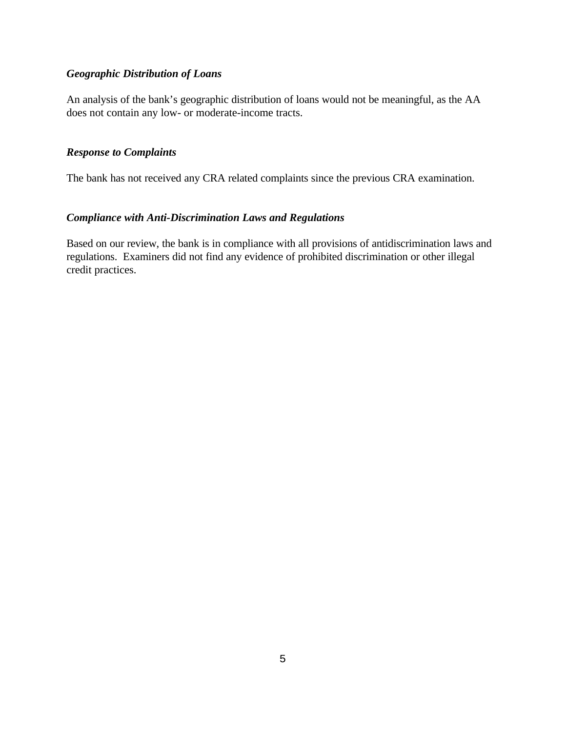### *Geographic Distribution of Loans*

An analysis of the bank's geographic distribution of loans would not be meaningful, as the AA does not contain any low- or moderate-income tracts.

### *Response to Complaints*

The bank has not received any CRA related complaints since the previous CRA examination.

### *Compliance with Anti-Discrimination Laws and Regulations*

Based on our review, the bank is in compliance with all provisions of antidiscrimination laws and regulations. Examiners did not find any evidence of prohibited discrimination or other illegal credit practices.